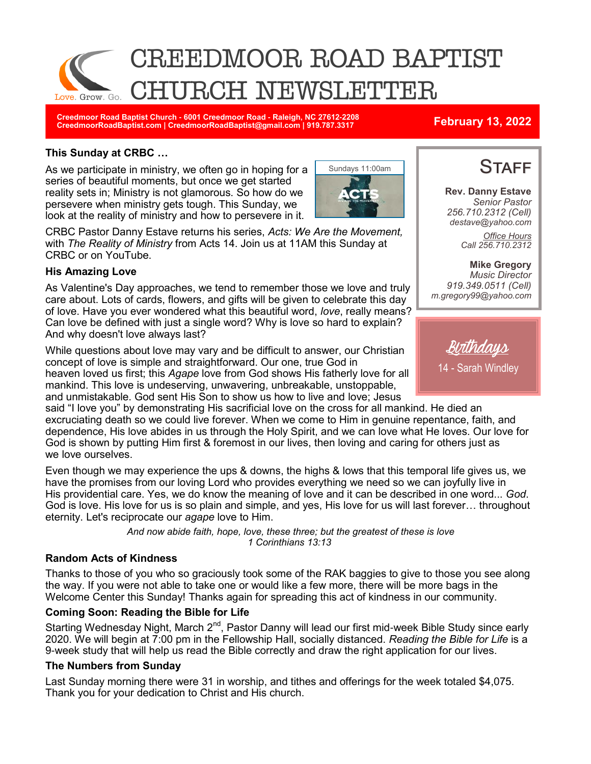# CREEDMOOR ROAD BAPTIST CHURCH NEWSLETTER

Love. Grow. Go.

**Creedmoor Road Baptist Church - 6001 Creedmoor Road - Raleigh, NC 27612-2208**
**CreedmoorRoadBaptist.com | CreedmoorRoadBaptist@gmail.com | 919.787.3317**

**February 13, 2022**

### This Sunday at CRBC …

Sundays 11:00am

As we participate in ministry, we often go in hoping for a series of beautiful moments, but once we get started reality sets in; Ministry is not glamorous. So how do we persevere when ministry gets tough. This Sunday, we look at the reality of ministry and how to persevere in it.

CRBC Pastor Danny Estave returns his series, *Acts: We Are the Movement,* with *The Reality of Ministry* from Acts 14. Join us at 11AM this Sunday at CRBC or on YouTube.

### His Amazing Love

As Valentine's Day approaches, we tend to remember those we love and truly care about. Lots of cards, flowers, and gifts will be given to celebrate this day of love. Have you ever wondered what this beautiful word, *love*, really means? Can love be defined with just a single word? Why is love so hard to explain? And why doesn't love always last?

While questions about love may vary and be difficult to answer, our Christian concept of love is simple and straightforward. Our one, true God in heaven loved us first; this *Agape* love from God shows His fatherly love for all mankind. This love is undeserving, unwavering, unbreakable, unstoppable, and unmistakable. God sent His Son to show us how to live and love; Jesus said "I love you" by demonstrating His sacrificial love on the cross for all mankind. He died an excruciating death so we could live forever. When we come to Him in genuine repentance, faith, and dependence, His love abides in us through the Holy Spirit, and we can love what He loves. Our love for God is shown by putting Him first & foremost in our lives, then loving and caring for others just as we love ourselves.

Even though we may experience the ups & downs, the highs & lows that this temporal life gives us, we have the promises from our loving Lord who provides everything we need so we can joyfully live in His providential care. Yes, we do know the meaning of love and it can be described in one word... *God*. God is love. His love for us is so plain and simple, and yes, His love for us will last forever… throughout eternity. Let's reciprocate our *agape* love to Him.

*And now abide faith, hope, love, these three; but the greatest of these is love*
*1 Corinthians 13:13*

### Random Acts of Kindness

Thanks to those of you who so graciously took some of the RAK baggies to give to those you see along the way. If you were not able to take one or would like a few more, there will be more bags in the Welcome Center this Sunday! Thanks again for spreading this act of kindness in our community.

### Coming Soon: Reading the Bible for Life

Starting Wednesday Night, March 2nd, Pastor Danny will lead our first mid-week Bible Study since early 2020. We will begin at 7:00 pm in the Fellowship Hall, socially distanced. *Reading the Bible for Life* is a 9-week study that will help us read the Bible correctly and draw the right application for our lives.

### The Numbers from Sunday

Last Sunday morning there were 31 in worship, and tithes and offerings for the week totaled $4,075. Thank you for your dedication to Christ and His church.

## STAFF

**Rev. Danny Estave**
*Senior Pastor*
*256.710.2312 (Cell)*
*destave@yahoo.com*

*Office Hours*
*Call 256.710.2312*

**Mike Gregory**
*Music Director*
*919.349.0511 (Cell)*
*m.gregory99@yahoo.com*

## Birthdays

14 - Sarah Windley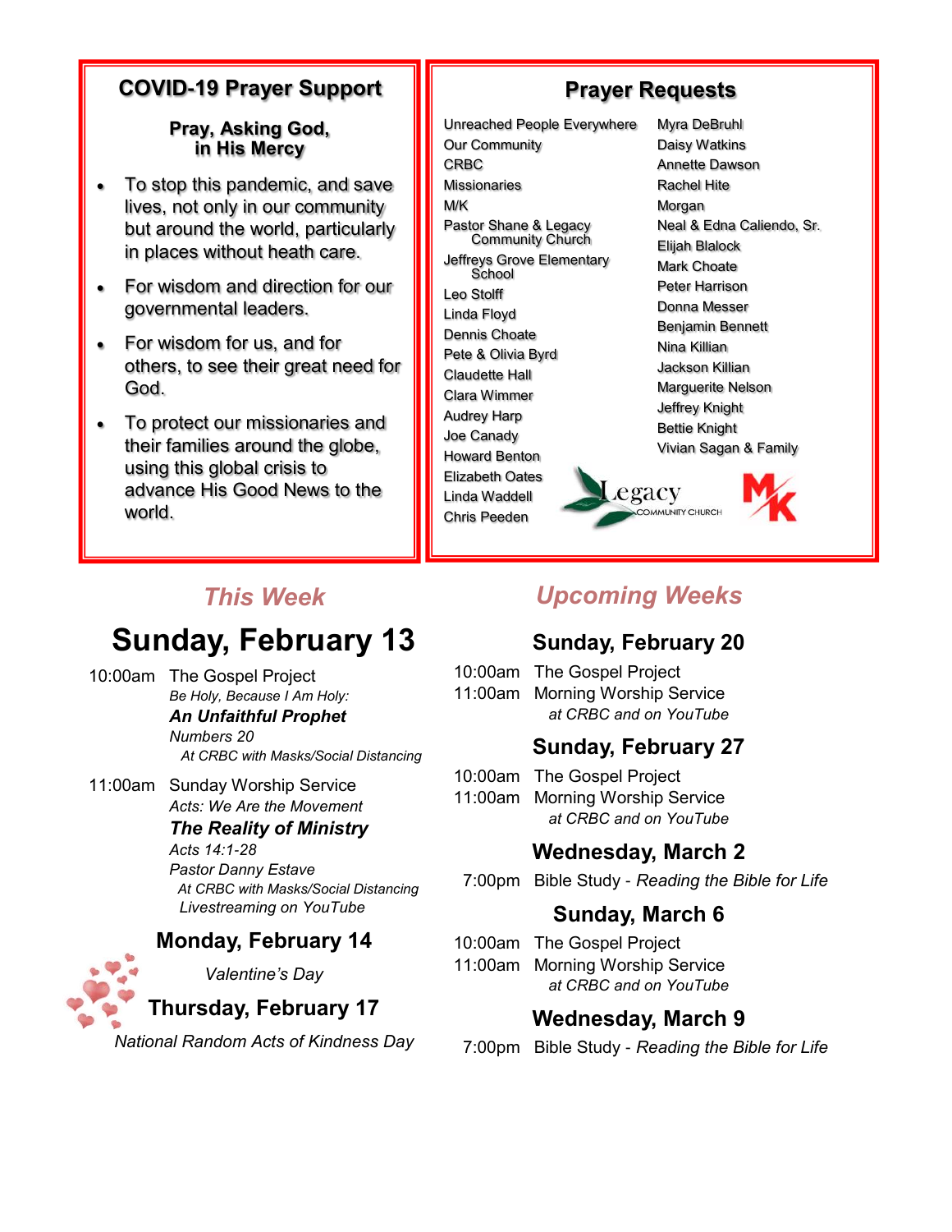## COVID-19 Prayer Support

**Pray, Asking God, in His Mercy**

- To stop this pandemic, and save lives, not only in our community but around the world, particularly in places without heath care.
- For wisdom and direction for our governmental leaders.
- For wisdom for us, and for others, to see their great need for God.
- To protect our missionaries and their families around the globe, using this global crisis to advance His Good News to the world.

## Prayer Requests

Unreached People Everywhere
Our Community
CRBC
Missionaries
M/K
Pastor Shane & Legacy Community Church
Jeffreys Grove Elementary School
Leo Stolff
Linda Floyd
Dennis Choate
Pete & Olivia Byrd
Claudette Hall
Clara Wimmer
Audrey Harp
Joe Canady
Howard Benton
Elizabeth Oates
Linda Waddell
Chris Peeden
Myra DeBruhl
Daisy Watkins
Annette Dawson
Rachel Hite
Morgan
Neal & Edna Caliendo, Sr.
Elijah Blalock
Mark Choate
Peter Harrison
Donna Messer
Benjamin Bennett
Nina Killian
Jackson Killian
Marguerite Nelson
Jeffrey Knight
Bettie Knight
Vivian Sagan & Family

Legacy Community Church

MK

## *This Week*

### Sunday, February 13

10:00am The Gospel Project
*Be Holy, Because I Am Holy:*
***An Unfaithful Prophet***
*Numbers 20*
*At CRBC with Masks/Social Distancing*

11:00am Sunday Worship Service
*Acts: We Are the Movement*
***The Reality of Ministry***
*Acts 14:1-28*
*Pastor Danny Estave*
*At CRBC with Masks/Social Distancing*
*Livestreaming on YouTube*

### Monday, February 14

*Valentine's Day*

### Thursday, February 17

*National Random Acts of Kindness Day*

## *Upcoming Weeks*

### Sunday, February 20

10:00am The Gospel Project
11:00am Morning Worship Service
*at CRBC and on YouTube*

### Sunday, February 27

10:00am The Gospel Project
11:00am Morning Worship Service
*at CRBC and on YouTube*

### Wednesday, March 2

7:00pm Bible Study - *Reading the Bible for Life*

### Sunday, March 6

10:00am The Gospel Project
11:00am Morning Worship Service
*at CRBC and on YouTube*

### Wednesday, March 9

7:00pm Bible Study - *Reading the Bible for Life*